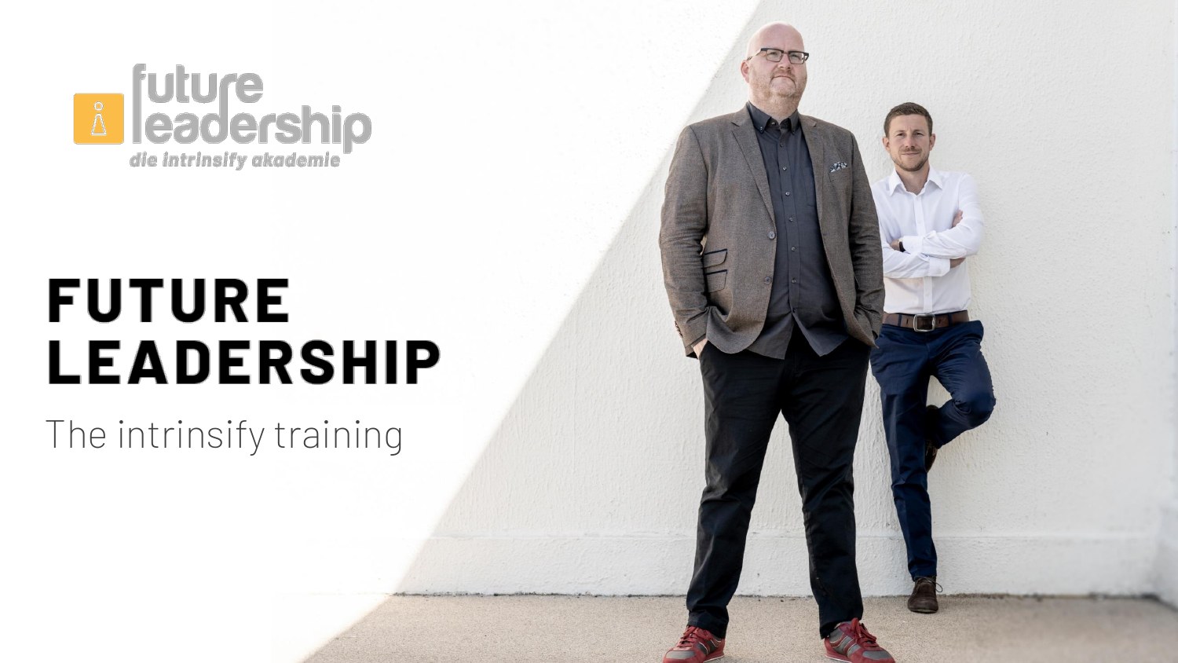future leadership

die intrinsify akademie

# FUTURE LEADERSHIP

The intrinsify training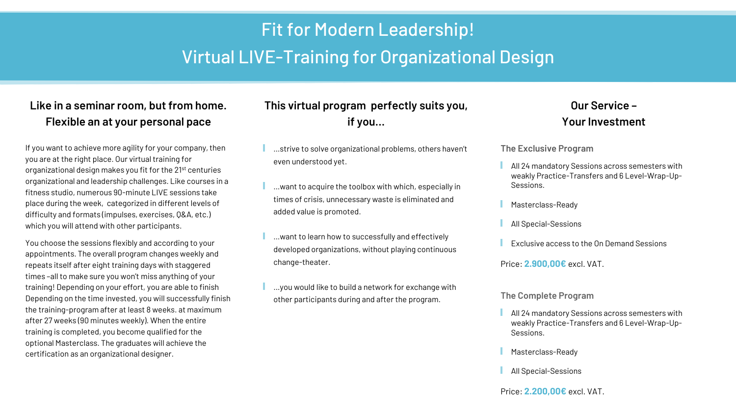# Fit for Modern Leadership!

# Virtual LIVE-Training for Organizational Design

## Like in a seminar room, but from home. Flexible an at your personal pace

If you want to achieve more agility for your company, then you are at the right place. Our virtual training for organizational design makes you fit for the 21st centuries organizational and leadership challenges. Like courses in a fitness studio, numerous 90-minute LIVE sessions take place during the week, categorized in different levels of difficulty and formats (impulses, exercises, Q&A, etc.) which you will attend with other participants.

You choose the sessions flexibly and according to your appointments. The overall program changes weekly and repeats itself after eight training days with staggered times –all to make sure you won't miss anything of your training! Depending on your effort, you are able to finish Depending on the time invested, you will successfully finish the training-program after at least 8 weeks. at maximum after 27 weeks (90 minutes weekly). When the entire training is completed, you become qualified for the optional Masterclass. The graduates will achieve the certification as an organizational designer.

## This virtual program perfectly suits you, if you...

- ...strive to solve organizational problems, others haven't even understood yet.
- ...want to acquire the toolbox with which, especially in times of crisis, unnecessary waste is eliminated and added value is promoted.
- ...want to learn how to successfully and effectively developed organizations, without playing continuous change-theater.
- ...you would like to build a network for exchange with other participants during and after the program.

## Our Service – Your Investment

### The Exclusive Program

- All 24 mandatory Sessions across semesters with weakly Practice-Transfers and 6 Level-Wrap-Up-Sessions.
- Masterclass-Ready
- All Special-Sessions
- Exclusive access to the On Demand Sessions

Price: **2.900,00€** excl. VAT.

### The Complete Program

- All 24 mandatory Sessions across semesters with weakly Practice-Transfers and 6 Level-Wrap-Up-Sessions.
- Masterclass-Ready
- All Special-Sessions

Price: **2.200,00€** excl. VAT.